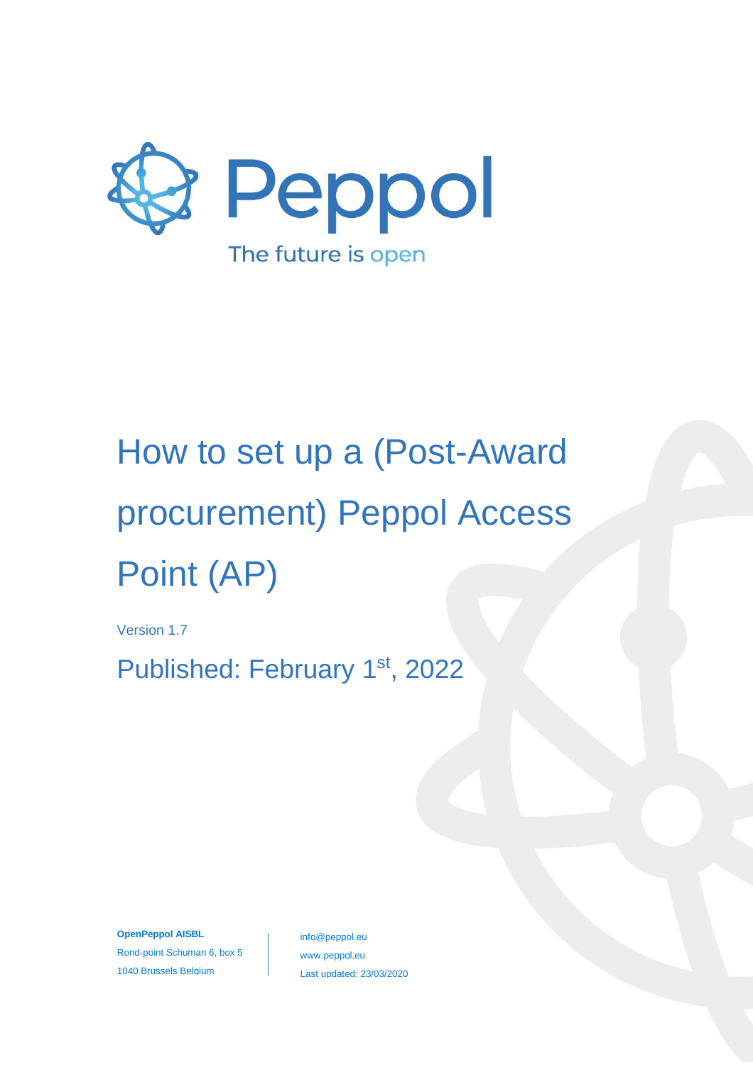Peppol

The future is open

# How to set up a (Post-Award procurement) Peppol Access Point (AP)

Version 1.7

Published: February 1st, 2022

**OpenPeppol AISBL**

Rond-point Schuman 6, box 5

1040 Brussels Belgium

info@peppol.eu

www.peppol.eu

Last updated: 23/03/2020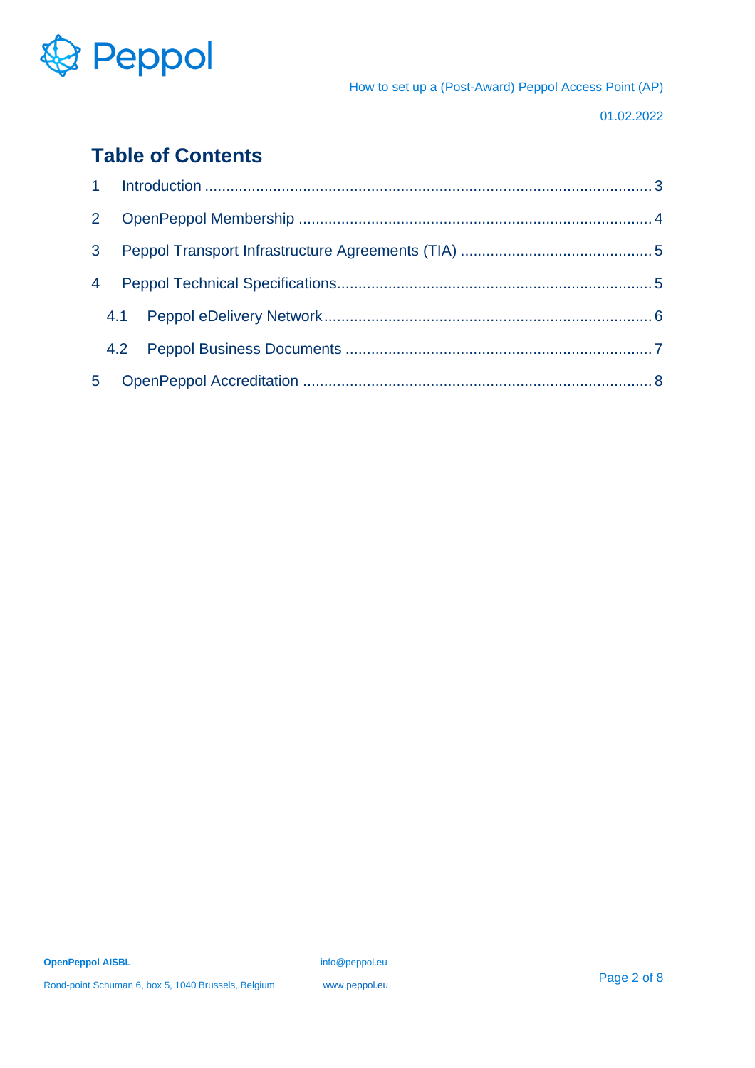# Table of Contents

1 Introduction ........................................................................................................ 3

2 OpenPeppol Membership ................................................................................... 4

3 Peppol Transport Infrastructure Agreements (TIA) ............................................ 5

4 Peppol Technical Specifications......................................................................... 5

4.1 Peppol eDelivery Network ............................................................................. 6

4.2 Peppol Business Documents ........................................................................ 7

5 OpenPeppol Accreditation .................................................................................. 8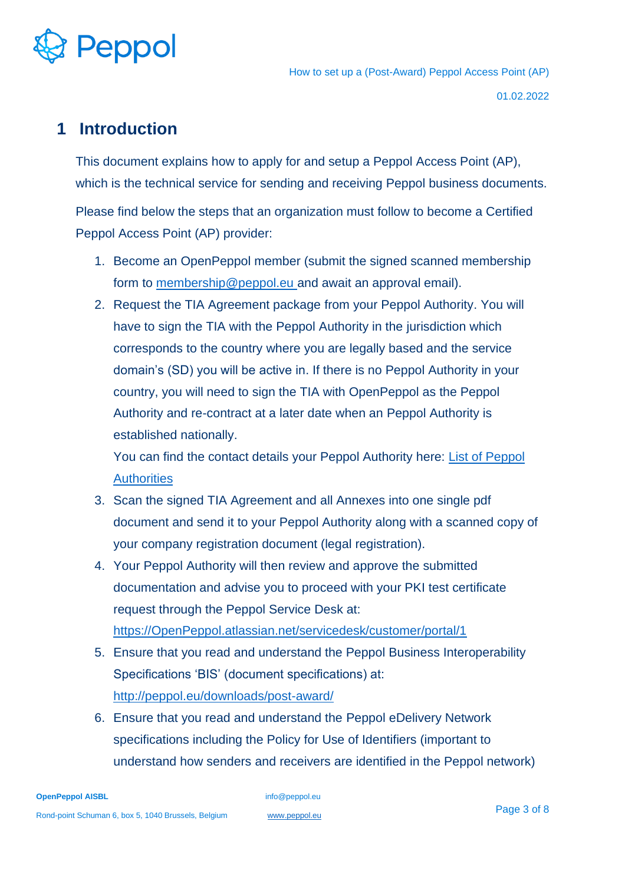# 1 Introduction

This document explains how to apply for and setup a Peppol Access Point (AP), which is the technical service for sending and receiving Peppol business documents.

Please find below the steps that an organization must follow to become a Certified Peppol Access Point (AP) provider:

1. Become an OpenPeppol member (submit the signed scanned membership form to [membership@peppol.eu](mailto:membership@peppol.eu) and await an approval email).
2. Request the TIA Agreement package from your Peppol Authority. You will have to sign the TIA with the Peppol Authority in the jurisdiction which corresponds to the country where you are legally based and the service domain's (SD) you will be active in. If there is no Peppol Authority in your country, you will need to sign the TIA with OpenPeppol as the Peppol Authority and re-contract at a later date when an Peppol Authority is established nationally.
   You can find the contact details your Peppol Authority here: List of Peppol Authorities
3. Scan the signed TIA Agreement and all Annexes into one single pdf document and send it to your Peppol Authority along with a scanned copy of your company registration document (legal registration).
4. Your Peppol Authority will then review and approve the submitted documentation and advise you to proceed with your PKI test certificate request through the Peppol Service Desk at: [https://OpenPeppol.atlassian.net/servicedesk/customer/portal/1](https://OpenPeppol.atlassian.net/servicedesk/customer/portal/1)
5. Ensure that you read and understand the Peppol Business Interoperability Specifications 'BIS' (document specifications) at: [http://peppol.eu/downloads/post-award/](http://peppol.eu/downloads/post-award/)
6. Ensure that you read and understand the Peppol eDelivery Network specifications including the Policy for Use of Identifiers (important to understand how senders and receivers are identified in the Peppol network)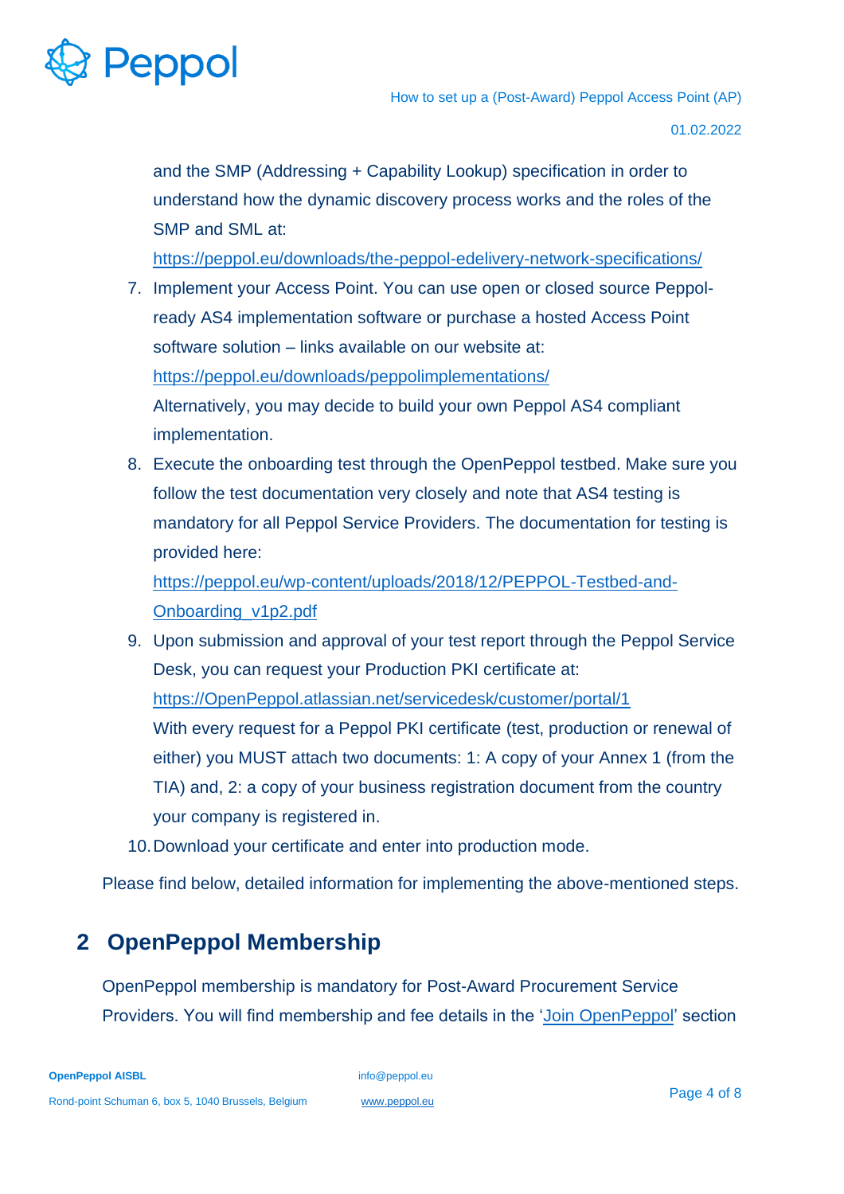and the SMP (Addressing + Capability Lookup) specification in order to understand how the dynamic discovery process works and the roles of the SMP and SML at: [https://peppol.eu/downloads/the-peppol-edelivery-network-specifications/](https://peppol.eu/downloads/the-peppol-edelivery-network-specifications/)

7. Implement your Access Point. You can use open or closed source Peppol-ready AS4 implementation software or purchase a hosted Access Point software solution – links available on our website at: [https://peppol.eu/downloads/peppolimplementations/](https://peppol.eu/downloads/peppolimplementations/)
   Alternatively, you may decide to build your own Peppol AS4 compliant implementation.
8. Execute the onboarding test through the OpenPeppol testbed. Make sure you follow the test documentation very closely and note that AS4 testing is mandatory for all Peppol Service Providers. The documentation for testing is provided here:
   [https://peppol.eu/wp-content/uploads/2018/12/PEPPOL-Testbed-and-Onboarding_v1p2.pdf](https://peppol.eu/wp-content/uploads/2018/12/PEPPOL-Testbed-and-Onboarding_v1p2.pdf)
9. Upon submission and approval of your test report through the Peppol Service Desk, you can request your Production PKI certificate at: [https://OpenPeppol.atlassian.net/servicedesk/customer/portal/1](https://OpenPeppol.atlassian.net/servicedesk/customer/portal/1)
   With every request for a Peppol PKI certificate (test, production or renewal of either) you MUST attach two documents: 1: A copy of your Annex 1 (from the TIA) and, 2: a copy of your business registration document from the country your company is registered in.
10. Download your certificate and enter into production mode.

Please find below, detailed information for implementing the above-mentioned steps.

## 2 OpenPeppol Membership

OpenPeppol membership is mandatory for Post-Award Procurement Service Providers. You will find membership and fee details in the '[Join OpenPeppol]' section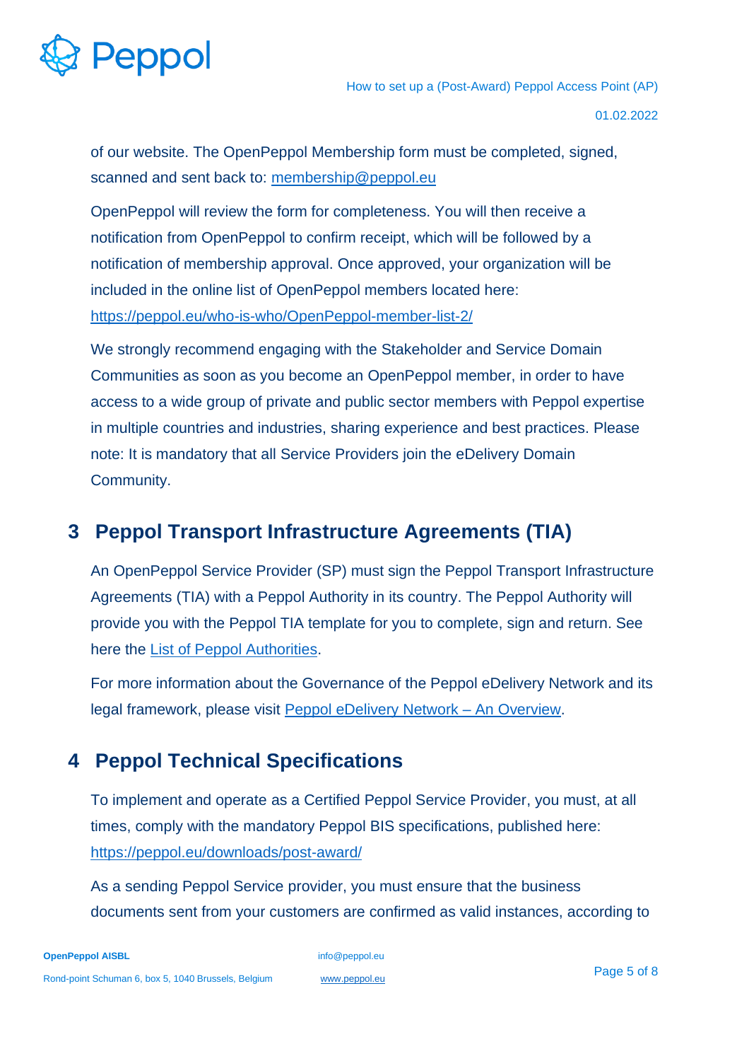of our website. The OpenPeppol Membership form must be completed, signed, scanned and sent back to: membership@peppol.eu

OpenPeppol will review the form for completeness. You will then receive a notification from OpenPeppol to confirm receipt, which will be followed by a notification of membership approval. Once approved, your organization will be included in the online list of OpenPeppol members located here: https://peppol.eu/who-is-who/OpenPeppol-member-list-2/

We strongly recommend engaging with the Stakeholder and Service Domain Communities as soon as you become an OpenPeppol member, in order to have access to a wide group of private and public sector members with Peppol expertise in multiple countries and industries, sharing experience and best practices. Please note: It is mandatory that all Service Providers join the eDelivery Domain Community.

## 3 Peppol Transport Infrastructure Agreements (TIA)

An OpenPeppol Service Provider (SP) must sign the Peppol Transport Infrastructure Agreements (TIA) with a Peppol Authority in its country. The Peppol Authority will provide you with the Peppol TIA template for you to complete, sign and return. See here the List of Peppol Authorities.

For more information about the Governance of the Peppol eDelivery Network and its legal framework, please visit Peppol eDelivery Network – An Overview.

## 4 Peppol Technical Specifications

To implement and operate as a Certified Peppol Service Provider, you must, at all times, comply with the mandatory Peppol BIS specifications, published here: https://peppol.eu/downloads/post-award/

As a sending Peppol Service provider, you must ensure that the business documents sent from your customers are confirmed as valid instances, according to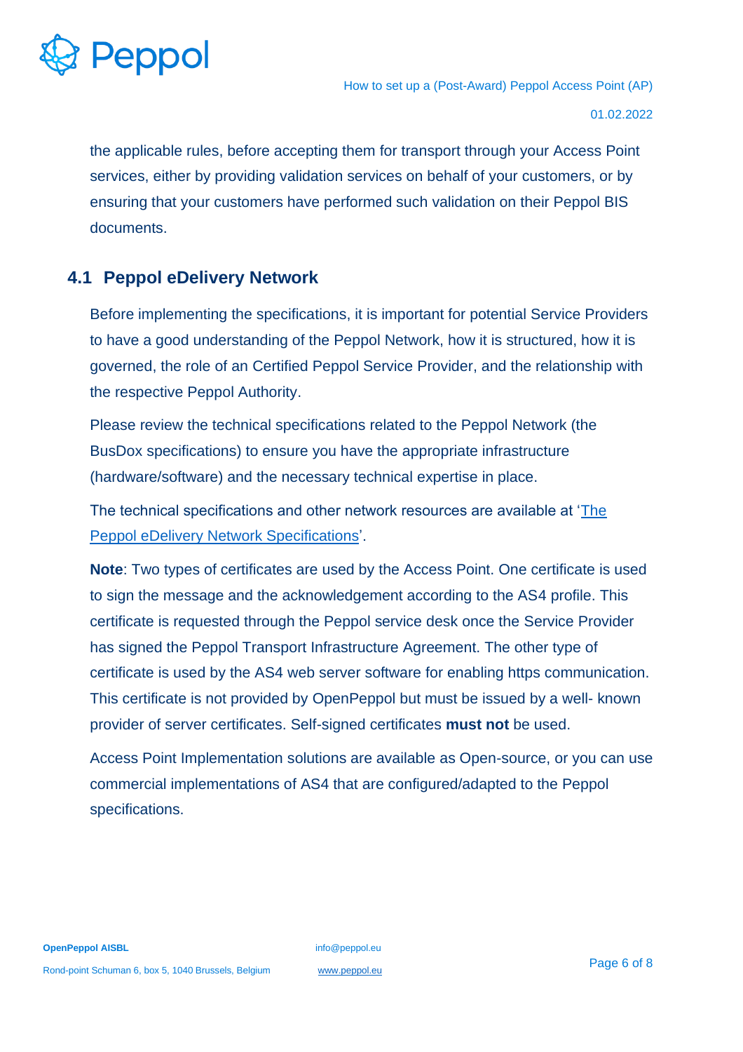the applicable rules, before accepting them for transport through your Access Point services, either by providing validation services on behalf of your customers, or by ensuring that your customers have performed such validation on their Peppol BIS documents.

## 4.1 Peppol eDelivery Network

Before implementing the specifications, it is important for potential Service Providers to have a good understanding of the Peppol Network, how it is structured, how it is governed, the role of an Certified Peppol Service Provider, and the relationship with the respective Peppol Authority.

Please review the technical specifications related to the Peppol Network (the BusDox specifications) to ensure you have the appropriate infrastructure (hardware/software) and the necessary technical expertise in place.

The technical specifications and other network resources are available at 'The Peppol eDelivery Network Specifications'.

**Note**: Two types of certificates are used by the Access Point. One certificate is used to sign the message and the acknowledgement according to the AS4 profile. This certificate is requested through the Peppol service desk once the Service Provider has signed the Peppol Transport Infrastructure Agreement. The other type of certificate is used by the AS4 web server software for enabling https communication. This certificate is not provided by OpenPeppol but must be issued by a well- known provider of server certificates. Self-signed certificates **must not** be used.

Access Point Implementation solutions are available as Open-source, or you can use commercial implementations of AS4 that are configured/adapted to the Peppol specifications.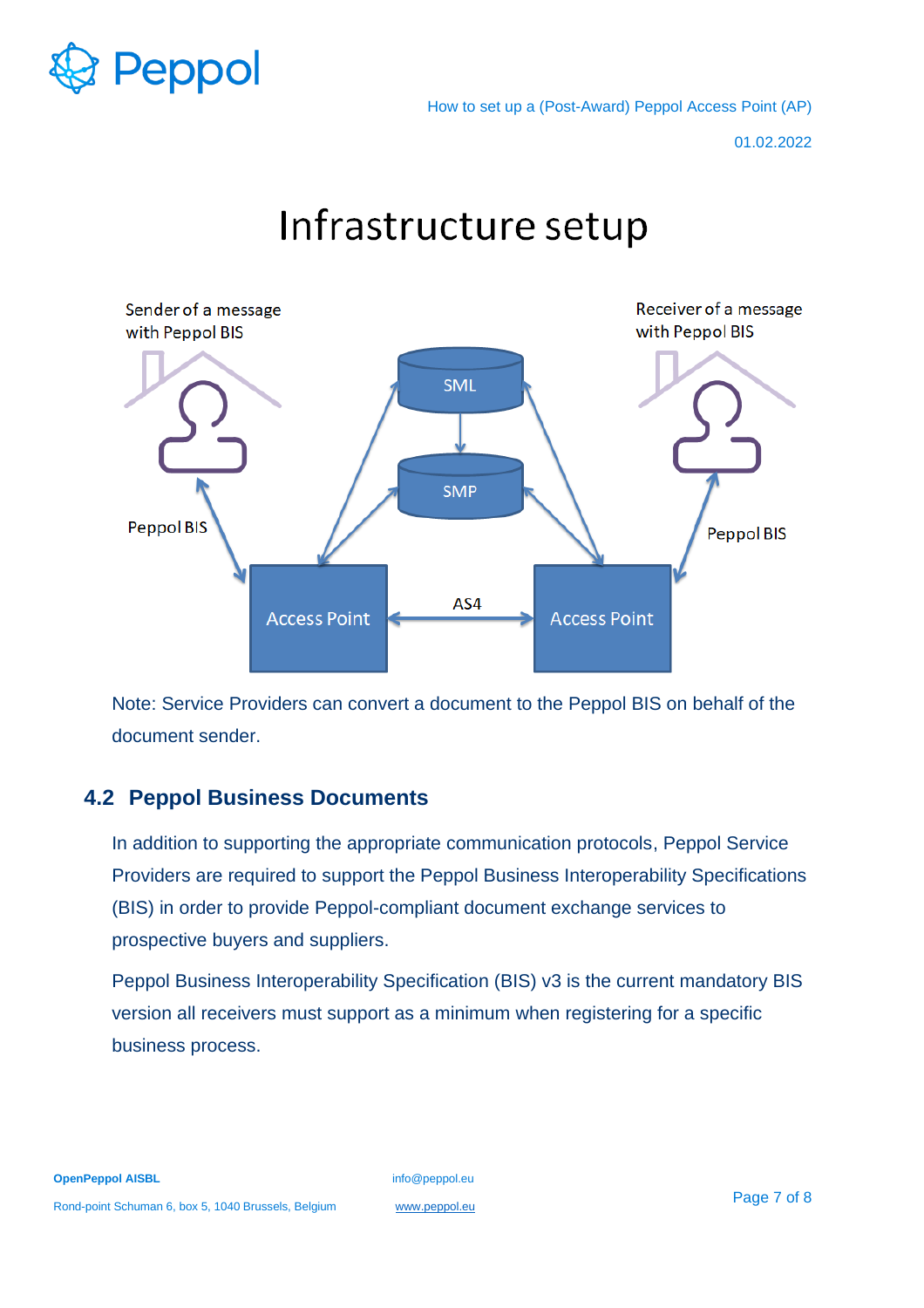# Infrastructure setup

Sender of a message with Peppol BIS

Receiver of a message with Peppol BIS

SML

SMP

Peppol BIS

Peppol BIS

Access Point

AS4

Access Point

Note: Service Providers can convert a document to the Peppol BIS on behalf of the document sender.

## 4.2 Peppol Business Documents

In addition to supporting the appropriate communication protocols, Peppol Service Providers are required to support the Peppol Business Interoperability Specifications (BIS) in order to provide Peppol-compliant document exchange services to prospective buyers and suppliers.

Peppol Business Interoperability Specification (BIS) v3 is the current mandatory BIS version all receivers must support as a minimum when registering for a specific business process.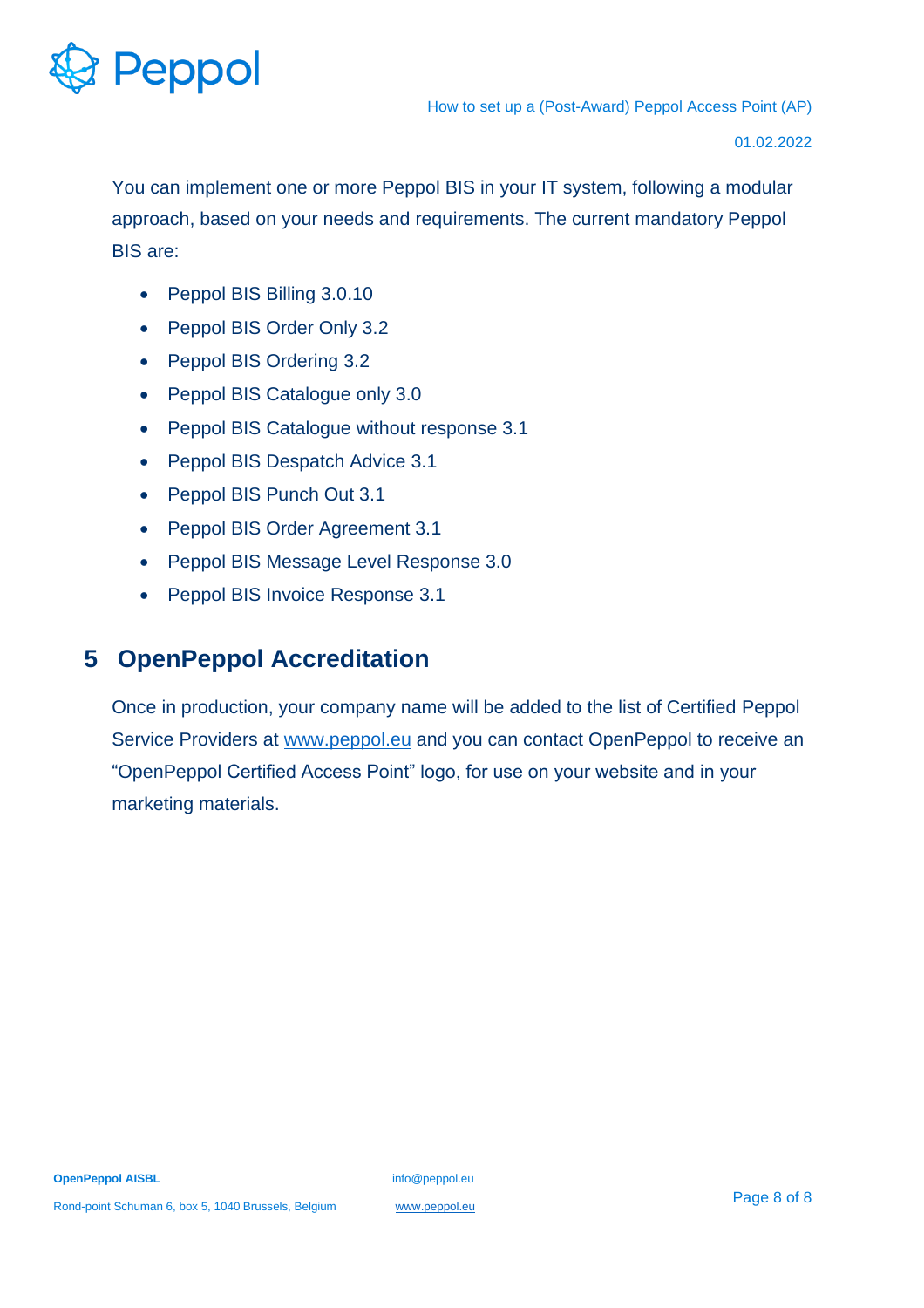You can implement one or more Peppol BIS in your IT system, following a modular approach, based on your needs and requirements. The current mandatory Peppol BIS are:

- Peppol BIS Billing 3.0.10
- Peppol BIS Order Only 3.2
- Peppol BIS Ordering 3.2
- Peppol BIS Catalogue only 3.0
- Peppol BIS Catalogue without response 3.1
- Peppol BIS Despatch Advice 3.1
- Peppol BIS Punch Out 3.1
- Peppol BIS Order Agreement 3.1
- Peppol BIS Message Level Response 3.0
- Peppol BIS Invoice Response 3.1

# 5 OpenPeppol Accreditation

Once in production, your company name will be added to the list of Certified Peppol Service Providers at www.peppol.eu and you can contact OpenPeppol to receive an "OpenPeppol Certified Access Point" logo, for use on your website and in your marketing materials.